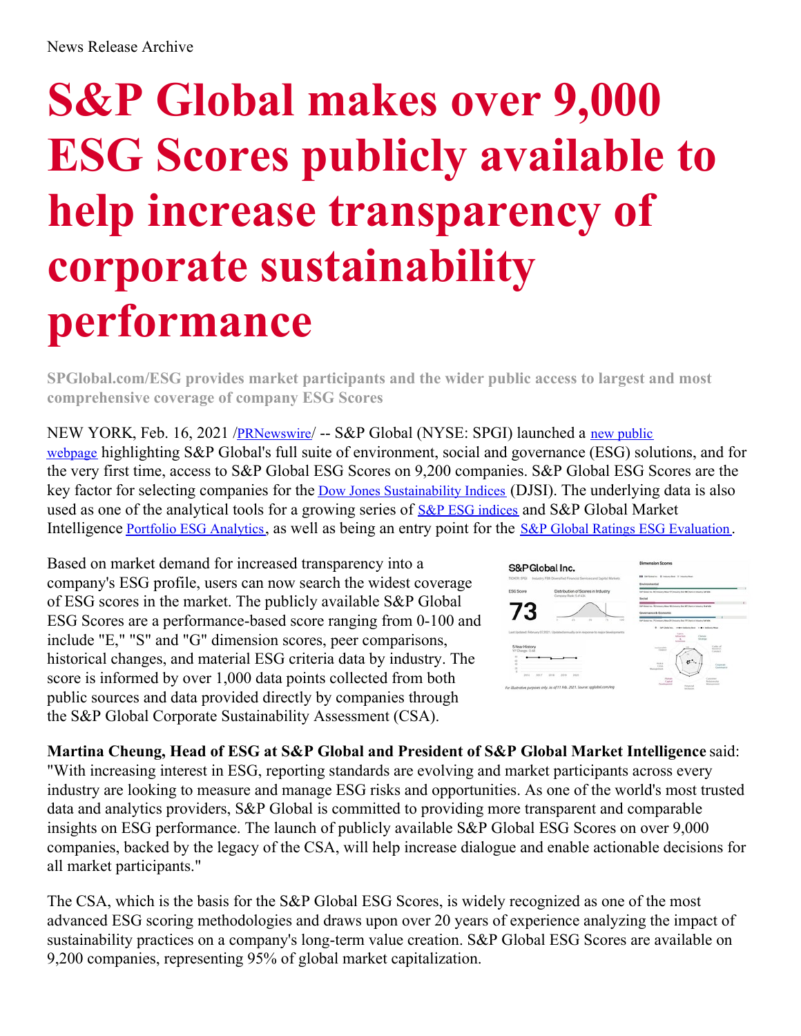News Release Archive

# S&P Global makes over 9,000 ESG Scores publicly available to help increase transparency of corporate sustainability performance

**SPGlobal.com/ESG provides market participants and the wider public access to largest and most comprehensive coverage of company ESG Scores**

NEW YORK, Feb. 16, 2021 /PRNewswire/ -- S&P Global (NYSE: SPGI) launched a new public webpage highlighting S&P Global's full suite of environment, social and governance (ESG) solutions, and for the very first time, access to S&P Global ESG Scores on 9,200 companies. S&P Global ESG Scores are the key factor for selecting companies for the Dow Jones Sustainability Indices (DJSI). The underlying data is also used as one of the analytical tools for a growing series of S&P ESG indices and S&P Global Market Intelligence Portfolio ESG Analytics, as well as being an entry point for the S&P Global Ratings ESG Evaluation.

Based on market demand for increased transparency into a company's ESG profile, users can now search the widest coverage of ESG scores in the market. The publicly available S&P Global ESG Scores are a performance-based score ranging from 0-100 and include "E," "S" and "G" dimension scores, peer comparisons, historical changes, and material ESG criteria data by industry. The score is informed by over 1,000 data points collected from both public sources and data provided directly by companies through the S&P Global Corporate Sustainability Assessment (CSA).

**Martina Cheung, Head of ESG at S&P Global and President of S&P Global Market Intelligence** said: "With increasing interest in ESG, reporting standards are evolving and market participants across every industry are looking to measure and manage ESG risks and opportunities. As one of the world's most trusted data and analytics providers, S&P Global is committed to providing more transparent and comparable insights on ESG performance. The launch of publicly available S&P Global ESG Scores on over 9,000 companies, backed by the legacy of the CSA, will help increase dialogue and enable actionable decisions for all market participants."

The CSA, which is the basis for the S&P Global ESG Scores, is widely recognized as one of the most advanced ESG scoring methodologies and draws upon over 20 years of experience analyzing the impact of sustainability practices on a company's long-term value creation. S&P Global ESG Scores are available on 9,200 companies, representing 95% of global market capitalization.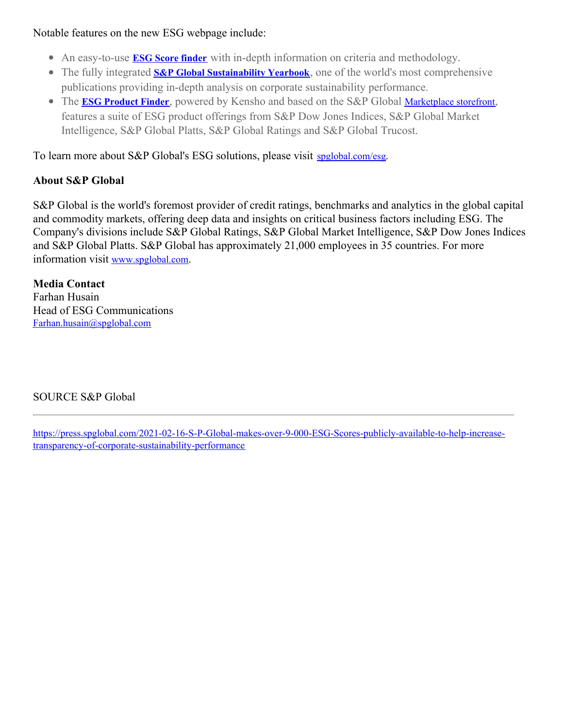Notable features on the new ESG webpage include:

- An easy-to-use **ESG Score finder** with in-depth information on criteria and methodology.
- The fully integrated **S&P Global Sustainability Yearbook**, one of the world's most comprehensive publications providing in-depth analysis on corporate sustainability performance.
- The **ESG Product Finder**, powered by Kensho and based on the S&P Global Marketplace storefront, features a suite of ESG product offerings from S&P Dow Jones Indices, S&P Global Market Intelligence, S&P Global Platts, S&P Global Ratings and S&P Global Trucost.

To learn more about S&P Global's ESG solutions, please visit spglobal.com/esg.

**About S&P Global**

S&P Global is the world's foremost provider of credit ratings, benchmarks and analytics in the global capital and commodity markets, offering deep data and insights on critical business factors including ESG. The Company's divisions include S&P Global Ratings, S&P Global Market Intelligence, S&P Dow Jones Indices and S&P Global Platts. S&P Global has approximately 21,000 employees in 35 countries. For more information visit www.spglobal.com.

**Media Contact**
Farhan Husain
Head of ESG Communications
Farhan.husain@spglobal.com

SOURCE S&P Global

---

https://press.spglobal.com/2021-02-16-S-P-Global-makes-over-9-000-ESG-Scores-publicly-available-to-help-increase-transparency-of-corporate-sustainability-performance